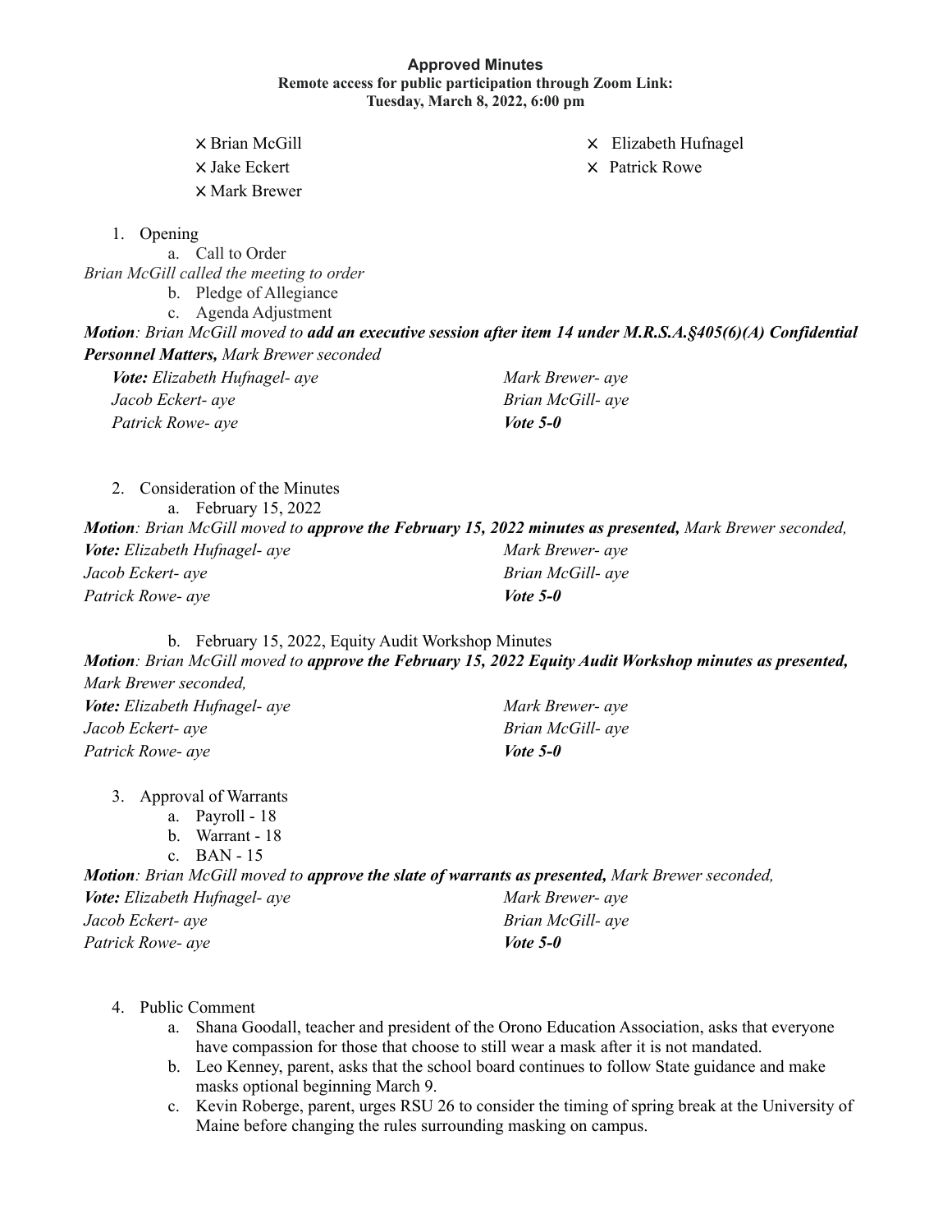**Approved Minutes**
**Remote access for public participation through Zoom Link:**
**Tuesday, March 8, 2022, 6:00 pm**

- ✕ Brian McGill
- ✕ Jake Eckert
- ✕ Mark Brewer
- ✕ Elizabeth Hufnagel
- ✕ Patrick Rowe

1. Opening
   a. Call to Order

*Brian McGill called the meeting to order*

   b. Pledge of Allegiance
   c. Agenda Adjustment

***Motion**: Brian McGill moved to **add an executive session after item 14 under M.R.S.A.§405(6)(A) Confidential Personnel Matters,** Mark Brewer seconded*

| | |
|---|---|
| ***Vote:** Elizabeth Hufnagel- aye* | *Mark Brewer- aye* |
| *Jacob Eckert- aye* | *Brian McGill- aye* |
| *Patrick Rowe- aye* | ***Vote 5-0*** |

2. Consideration of the Minutes
   a. February 15, 2022

***Motion**: Brian McGill moved to **approve the February 15, 2022 minutes as presented,** Mark Brewer seconded,*

| | |
|---|---|
| ***Vote:** Elizabeth Hufnagel- aye* | *Mark Brewer- aye* |
| *Jacob Eckert- aye* | *Brian McGill- aye* |
| *Patrick Rowe- aye* | ***Vote 5-0*** |

   b. February 15, 2022, Equity Audit Workshop Minutes

***Motion**: Brian McGill moved to **approve the February 15, 2022 Equity Audit Workshop minutes as presented,** Mark Brewer seconded,*

| | |
|---|---|
| ***Vote:** Elizabeth Hufnagel- aye* | *Mark Brewer- aye* |
| *Jacob Eckert- aye* | *Brian McGill- aye* |
| *Patrick Rowe- aye* | ***Vote 5-0*** |

3. Approval of Warrants
   a. Payroll - 18
   b. Warrant - 18
   c. BAN - 15

***Motion**: Brian McGill moved to **approve the slate of warrants as presented,** Mark Brewer seconded,*

| | |
|---|---|
| ***Vote:** Elizabeth Hufnagel- aye* | *Mark Brewer- aye* |
| *Jacob Eckert- aye* | *Brian McGill- aye* |
| *Patrick Rowe- aye* | ***Vote 5-0*** |

4. Public Comment
   a. Shana Goodall, teacher and president of the Orono Education Association, asks that everyone have compassion for those that choose to still wear a mask after it is not mandated.
   b. Leo Kenney, parent, asks that the school board continues to follow State guidance and make masks optional beginning March 9.
   c. Kevin Roberge, parent, urges RSU 26 to consider the timing of spring break at the University of Maine before changing the rules surrounding masking on campus.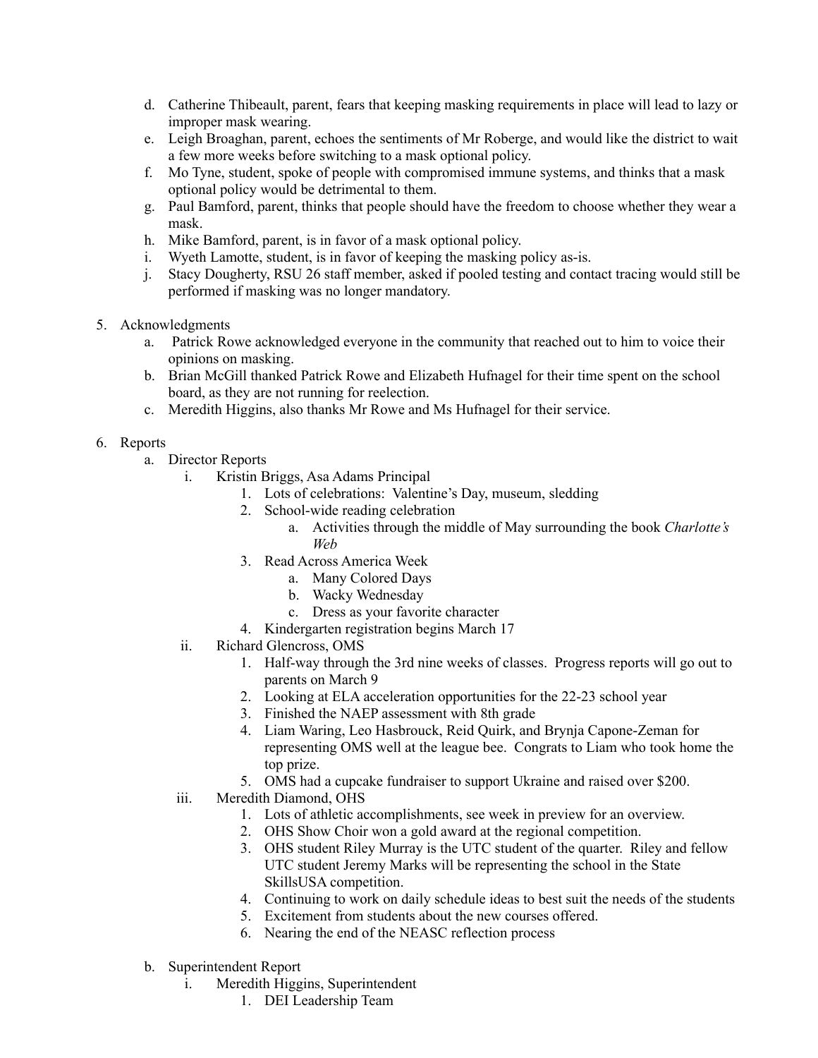d. Catherine Thibeault, parent, fears that keeping masking requirements in place will lead to lazy or improper mask wearing.
   e. Leigh Broaghan, parent, echoes the sentiments of Mr Roberge, and would like the district to wait a few more weeks before switching to a mask optional policy.
   f. Mo Tyne, student, spoke of people with compromised immune systems, and thinks that a mask optional policy would be detrimental to them.
   g. Paul Bamford, parent, thinks that people should have the freedom to choose whether they wear a mask.
   h. Mike Bamford, parent, is in favor of a mask optional policy.
   i. Wyeth Lamotte, student, is in favor of keeping the masking policy as-is.
   j. Stacy Dougherty, RSU 26 staff member, asked if pooled testing and contact tracing would still be performed if masking was no longer mandatory.

5. Acknowledgments
   a. Patrick Rowe acknowledged everyone in the community that reached out to him to voice their opinions on masking.
   b. Brian McGill thanked Patrick Rowe and Elizabeth Hufnagel for their time spent on the school board, as they are not running for reelection.
   c. Meredith Higgins, also thanks Mr Rowe and Ms Hufnagel for their service.

6. Reports
   a. Director Reports
      i. Kristin Briggs, Asa Adams Principal
         1. Lots of celebrations: Valentine's Day, museum, sledding
         2. School-wide reading celebration
            a. Activities through the middle of May surrounding the book *Charlotte's Web*
         3. Read Across America Week
            a. Many Colored Days
            b. Wacky Wednesday
            c. Dress as your favorite character
         4. Kindergarten registration begins March 17
      ii. Richard Glencross, OMS
         1. Half-way through the 3rd nine weeks of classes. Progress reports will go out to parents on March 9
         2. Looking at ELA acceleration opportunities for the 22-23 school year
         3. Finished the NAEP assessment with 8th grade
         4. Liam Waring, Leo Hasbrouck, Reid Quirk, and Brynja Capone-Zeman for representing OMS well at the league bee. Congrats to Liam who took home the top prize.
         5. OMS had a cupcake fundraiser to support Ukraine and raised over $200.
      iii. Meredith Diamond, OHS
         1. Lots of athletic accomplishments, see week in preview for an overview.
         2. OHS Show Choir won a gold award at the regional competition.
         3. OHS student Riley Murray is the UTC student of the quarter. Riley and fellow UTC student Jeremy Marks will be representing the school in the State SkillsUSA competition.
         4. Continuing to work on daily schedule ideas to best suit the needs of the students
         5. Excitement from students about the new courses offered.
         6. Nearing the end of the NEASC reflection process

   b. Superintendent Report
      i. Meredith Higgins, Superintendent
         1. DEI Leadership Team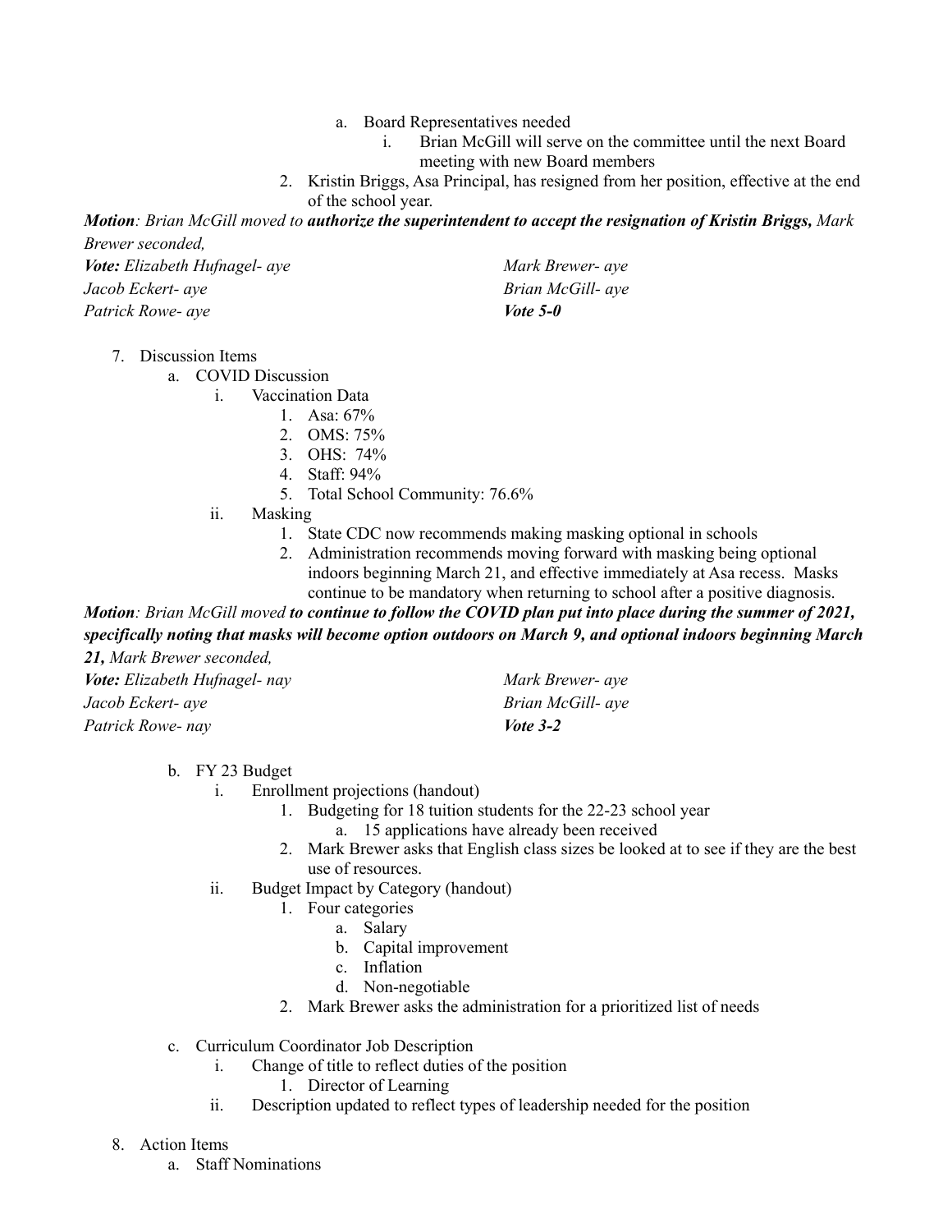a. Board Representatives needed
   i. Brian McGill will serve on the committee until the next Board meeting with new Board members
2. Kristin Briggs, Asa Principal, has resigned from her position, effective at the end of the school year.

***Motion**: Brian McGill moved to **authorize the superintendent to accept the resignation of Kristin Briggs,** Mark Brewer seconded,*

***Vote:** Elizabeth Hufnagel- aye*
*Jacob Eckert- aye*
*Patrick Rowe- aye*
*Mark Brewer- aye*
*Brian McGill- aye*
***Vote 5-0***

7. Discussion Items
   a. COVID Discussion
      i. Vaccination Data
         1. Asa: 67%
         2. OMS: 75%
         3. OHS: 74%
         4. Staff: 94%
         5. Total School Community: 76.6%
      ii. Masking
         1. State CDC now recommends making masking optional in schools
         2. Administration recommends moving forward with masking being optional indoors beginning March 21, and effective immediately at Asa recess. Masks continue to be mandatory when returning to school after a positive diagnosis.

***Motion**: Brian McGill moved **to continue to follow the COVID plan put into place during the summer of 2021, specifically noting that masks will become option outdoors on March 9, and optional indoors beginning March 21,** Mark Brewer seconded,*

***Vote:** Elizabeth Hufnagel- nay*
*Jacob Eckert- aye*
*Patrick Rowe- nay*
*Mark Brewer- aye*
*Brian McGill- aye*
***Vote 3-2***

   b. FY 23 Budget
      i. Enrollment projections (handout)
         1. Budgeting for 18 tuition students for the 22-23 school year
            a. 15 applications have already been received
         2. Mark Brewer asks that English class sizes be looked at to see if they are the best use of resources.
      ii. Budget Impact by Category (handout)
         1. Four categories
            a. Salary
            b. Capital improvement
            c. Inflation
            d. Non-negotiable
         2. Mark Brewer asks the administration for a prioritized list of needs
   c. Curriculum Coordinator Job Description
      i. Change of title to reflect duties of the position
         1. Director of Learning
      ii. Description updated to reflect types of leadership needed for the position

8. Action Items
   a. Staff Nominations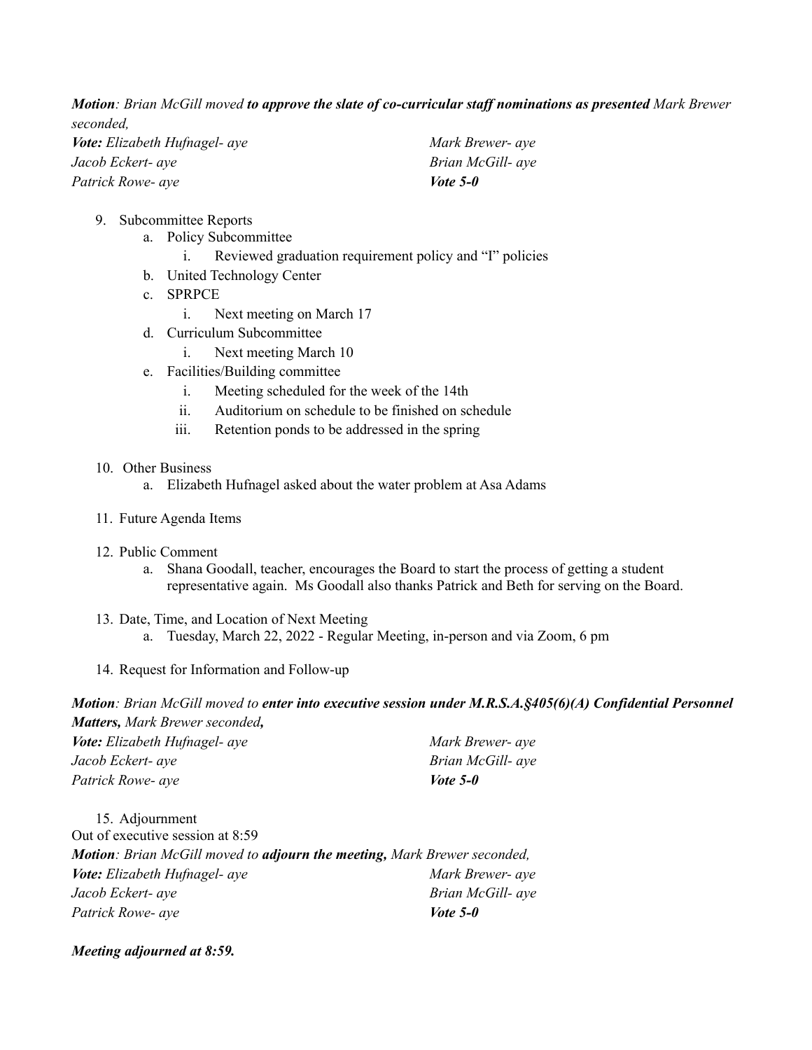***Motion**: Brian McGill moved **to approve the slate of co-curricular staff nominations as presented** Mark Brewer seconded,*

| | |
|---|---|
| ***Vote:** Elizabeth Hufnagel- aye* | *Mark Brewer- aye* |
| *Jacob Eckert- aye* | *Brian McGill- aye* |
| *Patrick Rowe- aye* | ***Vote 5-0*** |

9. Subcommittee Reports
    a. Policy Subcommittee
        i. Reviewed graduation requirement policy and "I" policies
    b. United Technology Center
    c. SPRPCE
        i. Next meeting on March 17
    d. Curriculum Subcommittee
        i. Next meeting March 10
    e. Facilities/Building committee
        i. Meeting scheduled for the week of the 14th
        ii. Auditorium on schedule to be finished on schedule
        iii. Retention ponds to be addressed in the spring

10. Other Business
    a. Elizabeth Hufnagel asked about the water problem at Asa Adams

11. Future Agenda Items

12. Public Comment
    a. Shana Goodall, teacher, encourages the Board to start the process of getting a student representative again. Ms Goodall also thanks Patrick and Beth for serving on the Board.

13. Date, Time, and Location of Next Meeting
    a. Tuesday, March 22, 2022 - Regular Meeting, in-person and via Zoom, 6 pm

14. Request for Information and Follow-up

***Motion**: Brian McGill moved to **enter into executive session under M.R.S.A.§405(6)(A) Confidential Personnel Matters,** Mark Brewer seconded**,***

| | |
|---|---|
| ***Vote:** Elizabeth Hufnagel- aye* | *Mark Brewer- aye* |
| *Jacob Eckert- aye* | *Brian McGill- aye* |
| *Patrick Rowe- aye* | ***Vote 5-0*** |

15. Adjournment

Out of executive session at 8:59

***Motion**: Brian McGill moved to **adjourn the meeting,** Mark Brewer seconded,*

| | |
|---|---|
| ***Vote:** Elizabeth Hufnagel- aye* | *Mark Brewer- aye* |
| *Jacob Eckert- aye* | *Brian McGill- aye* |
| *Patrick Rowe- aye* | ***Vote 5-0*** |

***Meeting adjourned at 8:59.***